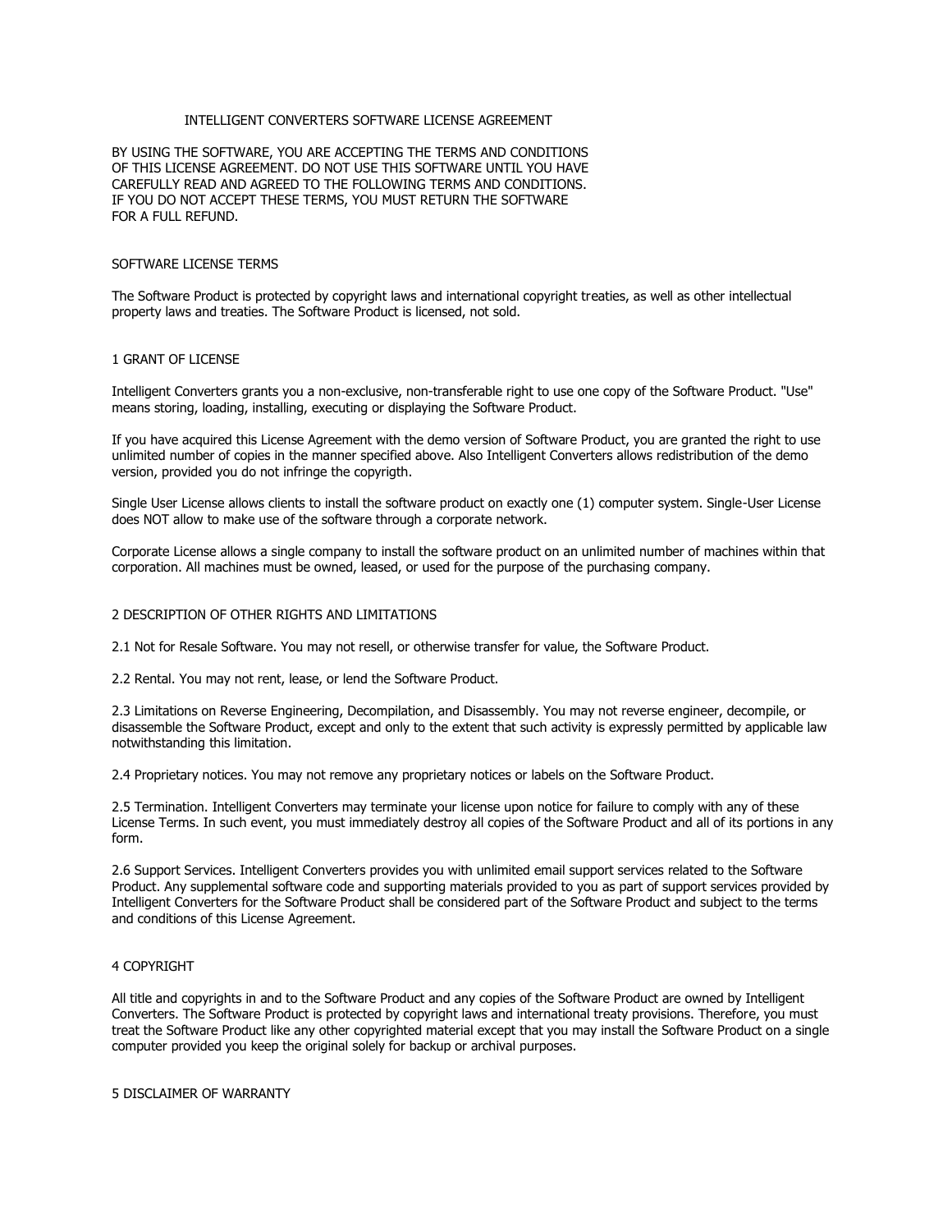# INTELLIGENT CONVERTERS SOFTWARE LICENSE AGREEMENT

BY USING THE SOFTWARE, YOU ARE ACCEPTING THE TERMS AND CONDITIONS OF THIS LICENSE AGREEMENT. DO NOT USE THIS SOFTWARE UNTIL YOU HAVE CAREFULLY READ AND AGREED TO THE FOLLOWING TERMS AND CONDITIONS. IF YOU DO NOT ACCEPT THESE TERMS, YOU MUST RETURN THE SOFTWARE FOR A FULL REFUND.

## SOFTWARE LICENSE TERMS

The Software Product is protected by copyright laws and international copyright treaties, as well as other intellectual property laws and treaties. The Software Product is licensed, not sold.

## 1 GRANT OF LICENSE

Intelligent Converters grants you a non-exclusive, non-transferable right to use one copy of the Software Product. "Use" means storing, loading, installing, executing or displaying the Software Product.

If you have acquired this License Agreement with the demo version of Software Product, you are granted the right to use unlimited number of copies in the manner specified above. Also Intelligent Converters allows redistribution of the demo version, provided you do not infringe the copyrigth.

Single User License allows clients to install the software product on exactly one (1) computer system. Single-User License does NOT allow to make use of the software through a corporate network.

Corporate License allows a single company to install the software product on an unlimited number of machines within that corporation. All machines must be owned, leased, or used for the purpose of the purchasing company.

## 2 DESCRIPTION OF OTHER RIGHTS AND LIMITATIONS

2.1 Not for Resale Software. You may not resell, or otherwise transfer for value, the Software Product.

2.2 Rental. You may not rent, lease, or lend the Software Product.

2.3 Limitations on Reverse Engineering, Decompilation, and Disassembly. You may not reverse engineer, decompile, or disassemble the Software Product, except and only to the extent that such activity is expressly permitted by applicable law notwithstanding this limitation.

2.4 Proprietary notices. You may not remove any proprietary notices or labels on the Software Product.

2.5 Termination. Intelligent Converters may terminate your license upon notice for failure to comply with any of these License Terms. In such event, you must immediately destroy all copies of the Software Product and all of its portions in any form.

2.6 Support Services. Intelligent Converters provides you with unlimited email support services related to the Software Product. Any supplemental software code and supporting materials provided to you as part of support services provided by Intelligent Converters for the Software Product shall be considered part of the Software Product and subject to the terms and conditions of this License Agreement.

## 4 COPYRIGHT

All title and copyrights in and to the Software Product and any copies of the Software Product are owned by Intelligent Converters. The Software Product is protected by copyright laws and international treaty provisions. Therefore, you must treat the Software Product like any other copyrighted material except that you may install the Software Product on a single computer provided you keep the original solely for backup or archival purposes.

## 5 DISCLAIMER OF WARRANTY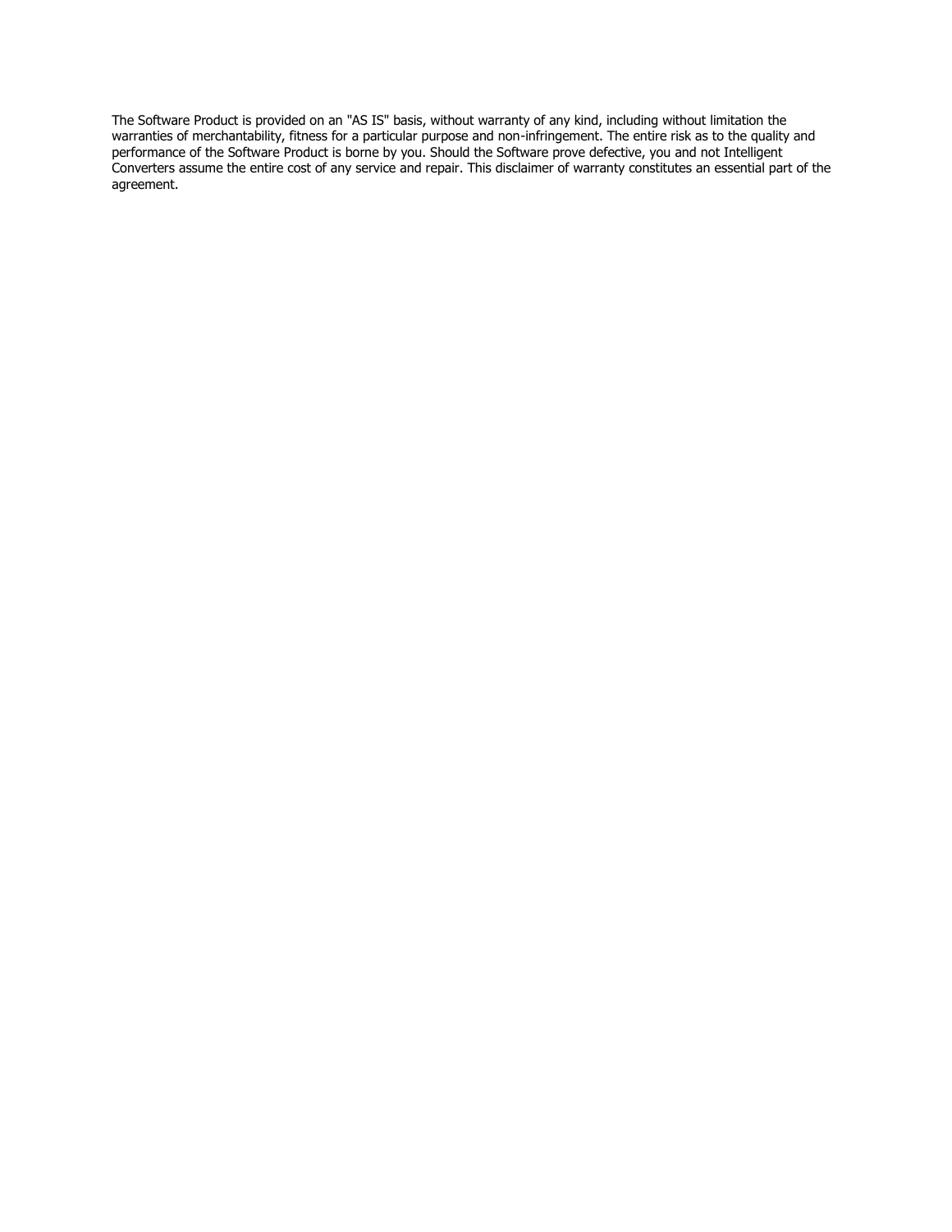The Software Product is provided on an "AS IS" basis, without warranty of any kind, including without limitation the warranties of merchantability, fitness for a particular purpose and non-infringement. The entire risk as to the quality and performance of the Software Product is borne by you. Should the Software prove defective, you and not Intelligent Converters assume the entire cost of any service and repair. This disclaimer of warranty constitutes an essential part of the agreement.